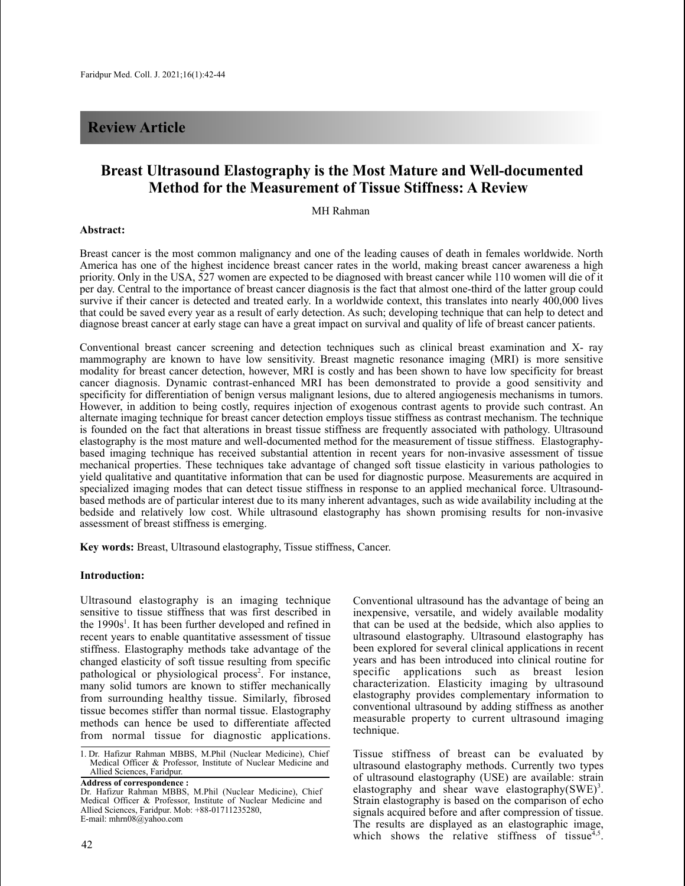## Review Article

# Breast Ultrasound Elastography is the Most Mature and Well-documented Method for the Measurement of Tissue Stiffness: A Review

MH Rahman

### Abstract:

Breast cancer is the most common malignancy and one of the leading causes of death in females worldwide. North America has one of the highest incidence breast cancer rates in the world, making breast cancer awareness a high priority. Only in the USA, 527 women are expected to be diagnosed with breast cancer while 110 women will die of it per day. Central to the importance of breast cancer diagnosis is the fact that almost one-third of the latter group could survive if their cancer is detected and treated early. In a worldwide context, this translates into nearly 400,000 lives that could be saved every year as a result of early detection. As such; developing technique that can help to detect and diagnose breast cancer at early stage can have a great impact on survival and quality of life of breast cancer patients.

Conventional breast cancer screening and detection techniques such as clinical breast examination and X- ray mammography are known to have low sensitivity. Breast magnetic resonance imaging (MRI) is more sensitive modality for breast cancer detection, however, MRI is costly and has been shown to have low specificity for breast cancer diagnosis. Dynamic contrast-enhanced MRI has been demonstrated to provide a good sensitivity and specificity for differentiation of benign versus malignant lesions, due to altered angiogenesis mechanisms in tumors. However, in addition to being costly, requires injection of exogenous contrast agents to provide such contrast. An alternate imaging technique for breast cancer detection employs tissue stiffness as contrast mechanism. The technique is founded on the fact that alterations in breast tissue stiffness are frequently associated with pathology. Ultrasound elastography is the most mature and well-documented method for the measurement of tissue stiffness. Elastography-based imaging technique has received substantial attention in recent years for non-invasive assessment of tissue mechanical properties. These techniques take advantage of changed soft tissue elasticity in various pathologies to yield qualitative and quantitative information that can be used for diagnostic purpose. Measurements are acquired in specialized imaging modes that can detect tissue stiffness in response to an applied mechanical force. Ultrasound-based methods are of particular interest due to its many inherent advantages, such as wide availability including at the bedside and relatively low cost. While ultrasound elastography has shown promising results for non-invasive assessment of breast stiffness is emerging.

**Key words:** Breast, Ultrasound elastography, Tissue stiffness, Cancer.

### Introduction:

Ultrasound elastography is an imaging technique sensitive to tissue stiffness that was first described in the 1990s[1]. It has been further developed and refined in recent years to enable quantitative assessment of tissue stiffness. Elastography methods take advantage of the changed elasticity of soft tissue resulting from specific pathological or physiological process[2]. For instance, many solid tumors are known to stiffer mechanically from surrounding healthy tissue. Similarly, fibrosed tissue becomes stiffer than normal tissue. Elastography methods can hence be used to differentiate affected from normal tissue for diagnostic applications.

Conventional ultrasound has the advantage of being an inexpensive, versatile, and widely available modality that can be used at the bedside, which also applies to ultrasound elastography. Ultrasound elastography has been explored for several clinical applications in recent years and has been introduced into clinical routine for specific applications such as breast lesion characterization. Elasticity imaging by ultrasound elastography provides complementary information to conventional ultrasound by adding stiffness as another measurable property to current ultrasound imaging technique.

Tissue stiffness of breast can be evaluated by ultrasound elastography methods. Currently two types of ultrasound elastography (USE) are available: strain elastography and shear wave elastography(SWE)[3]. Strain elastography is based on the comparison of echo signals acquired before and after compression of tissue. The results are displayed as an elastographic image, which shows the relative stiffness of tissue[4,5].

1. Dr. Hafizur Rahman MBBS, M.Phil (Nuclear Medicine), Chief Medical Officer & Professor, Institute of Nuclear Medicine and Allied Sciences, Faridpur.

**Address of correspondence :**
Dr. Hafizur Rahman MBBS, M.Phil (Nuclear Medicine), Chief Medical Officer & Professor, Institute of Nuclear Medicine and Allied Sciences, Faridpur. Mob: +88-01711235280,
E-mail: mhrn08@yahoo.com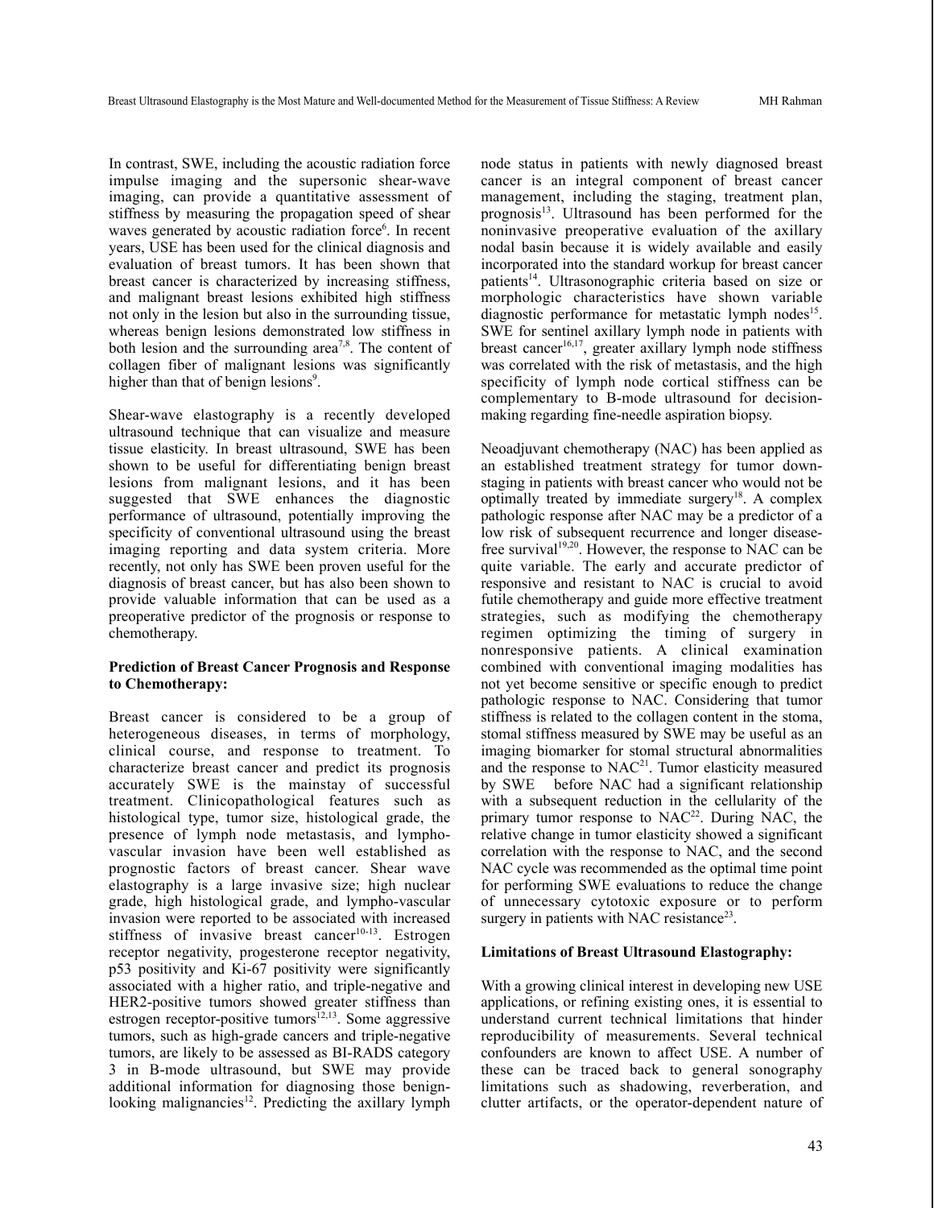In contrast, SWE, including the acoustic radiation force impulse imaging and the supersonic shear-wave imaging, can provide a quantitative assessment of stiffness by measuring the propagation speed of shear waves generated by acoustic radiation force[6]. In recent years, USE has been used for the clinical diagnosis and evaluation of breast tumors. It has been shown that breast cancer is characterized by increasing stiffness, and malignant breast lesions exhibited high stiffness not only in the lesion but also in the surrounding tissue, whereas benign lesions demonstrated low stiffness in both lesion and the surrounding area[7,8]. The content of collagen fiber of malignant lesions was significantly higher than that of benign lesions[9].

Shear-wave elastography is a recently developed ultrasound technique that can visualize and measure tissue elasticity. In breast ultrasound, SWE has been shown to be useful for differentiating benign breast lesions from malignant lesions, and it has been suggested that SWE enhances the diagnostic performance of ultrasound, potentially improving the specificity of conventional ultrasound using the breast imaging reporting and data system criteria. More recently, not only has SWE been proven useful for the diagnosis of breast cancer, but has also been shown to provide valuable information that can be used as a preoperative predictor of the prognosis or response to chemotherapy.

**Prediction of Breast Cancer Prognosis and Response to Chemotherapy:**

Breast cancer is considered to be a group of heterogeneous diseases, in terms of morphology, clinical course, and response to treatment. To characterize breast cancer and predict its prognosis accurately SWE is the mainstay of successful treatment. Clinicopathological features such as histological type, tumor size, histological grade, the presence of lymph node metastasis, and lympho-vascular invasion have been well established as prognostic factors of breast cancer. Shear wave elastography is a large invasive size; high nuclear grade, high histological grade, and lympho-vascular invasion were reported to be associated with increased stiffness of invasive breast cancer[10-13]. Estrogen receptor negativity, progesterone receptor negativity, p53 positivity and Ki-67 positivity were significantly associated with a higher ratio, and triple-negative and HER2-positive tumors showed greater stiffness than estrogen receptor-positive tumors[12,13]. Some aggressive tumors, such as high-grade cancers and triple-negative tumors, are likely to be assessed as BI-RADS category 3 in B-mode ultrasound, but SWE may provide additional information for diagnosing those benign-looking malignancies[12]. Predicting the axillary lymph node status in patients with newly diagnosed breast cancer is an integral component of breast cancer management, including the staging, treatment plan, prognosis[13]. Ultrasound has been performed for the noninvasive preoperative evaluation of the axillary nodal basin because it is widely available and easily incorporated into the standard workup for breast cancer patients[14]. Ultrasonographic criteria based on size or morphologic characteristics have shown variable diagnostic performance for metastatic lymph nodes[15]. SWE for sentinel axillary lymph node in patients with breast cancer[16,17], greater axillary lymph node stiffness was correlated with the risk of metastasis, and the high specificity of lymph node cortical stiffness can be complementary to B-mode ultrasound for decision-making regarding fine-needle aspiration biopsy.

Neoadjuvant chemotherapy (NAC) has been applied as an established treatment strategy for tumor down-staging in patients with breast cancer who would not be optimally treated by immediate surgery[18]. A complex pathologic response after NAC may be a predictor of a low risk of subsequent recurrence and longer disease-free survival[19,20]. However, the response to NAC can be quite variable. The early and accurate predictor of responsive and resistant to NAC is crucial to avoid futile chemotherapy and guide more effective treatment strategies, such as modifying the chemotherapy regimen optimizing the timing of surgery in nonresponsive patients. A clinical examination combined with conventional imaging modalities has not yet become sensitive or specific enough to predict pathologic response to NAC. Considering that tumor stiffness is related to the collagen content in the stoma, stomal stiffness measured by SWE may be useful as an imaging biomarker for stomal structural abnormalities and the response to NAC[21]. Tumor elasticity measured by SWE before NAC had a significant relationship with a subsequent reduction in the cellularity of the primary tumor response to NAC[22]. During NAC, the relative change in tumor elasticity showed a significant correlation with the response to NAC, and the second NAC cycle was recommended as the optimal time point for performing SWE evaluations to reduce the change of unnecessary cytotoxic exposure or to perform surgery in patients with NAC resistance[23].

**Limitations of Breast Ultrasound Elastography:**

With a growing clinical interest in developing new USE applications, or refining existing ones, it is essential to understand current technical limitations that hinder reproducibility of measurements. Several technical confounders are known to affect USE. A number of these can be traced back to general sonography limitations such as shadowing, reverberation, and clutter artifacts, or the operator-dependent nature of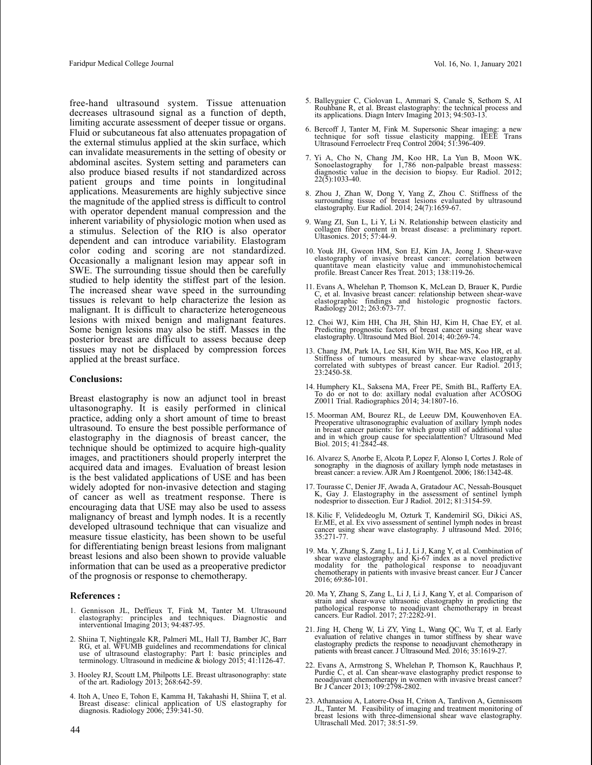free-hand ultrasound system. Tissue attenuation decreases ultrasound signal as a function of depth, limiting accurate assessment of deeper tissue or organs. Fluid or subcutaneous fat also attenuates propagation of the external stimulus applied at the skin surface, which can invalidate measurements in the setting of obesity or abdominal ascites. System setting and parameters can also produce biased results if not standardized across patient groups and time points in longitudinal applications. Measurements are highly subjective since the magnitude of the applied stress is difficult to control with operator dependent manual compression and the inherent variability of physiologic motion when used as a stimulus. Selection of the RIO is also operator dependent and can introduce variability. Elastogram color coding and scoring are not standardized. Occasionally a malignant lesion may appear soft in SWE. The surrounding tissue should then be carefully studied to help identity the stiffest part of the lesion. The increased shear wave speed in the surrounding tissues is relevant to help characterize the lesion as malignant. It is difficult to characterize heterogeneous lesions with mixed benign and malignant features. Some benign lesions may also be stiff. Masses in the posterior breast are difficult to assess because deep tissues may not be displaced by compression forces applied at the breast surface.

### Conclusions:

Breast elastography is now an adjunct tool in breast ultasonography. It is easily performed in clinical practice, adding only a short amount of time to breast ultrasound. To ensure the best possible performance of elastography in the diagnosis of breast cancer, the technique should be optimized to acquire high-quality images, and practitioners should properly interpret the acquired data and images. Evaluation of breast lesion is the best validated applications of USE and has been widely adopted for non-invasive detection and staging of cancer as well as treatment response. There is encouraging data that USE may also be used to assess malignancy of breast and lymph nodes. It is a recently developed ultrasound technique that can visualize and measure tissue elasticity, has been shown to be useful for differentiating benign breast lesions from malignant breast lesions and also been shown to provide valuable information that can be used as a preoperative predictor of the prognosis or response to chemotherapy.

### References :

1. Gennisson JL, Deffieux T, Fink M, Tanter M. Ultrasound elastography: principles and techniques. Diagnostic and interventional Imaging 2013; 94:487-95.
2. Shiina T, Nightingale KR, Palmeri ML, Hall TJ, Bamber JC, Barr RG, et al. WFUMB guidelines and recommendations for clinical use of ultrasound elastography: Part I: basic principles and terminology. Ultrasound in medicine & biology 2015; 41:1126-47.
3. Hooley RJ, Scoutt LM, Philpotts LE. Breast ultrasonography: state of the art. Radiology 2013; 268:642-59.
4. Itoh A, Uneo E, Tohon E, Kamma H, Takahashi H, Shiina T, et al. Breast disease: clinical application of US elastography for diagnosis. Radiology 2006; 239:341-50.
5. Balleyguier C, Ciolovan L, Ammari S, Canale S, Sethom S, AI Rouhbane R, et al. Breast elastography: the technical process and its applications. Diagn Interv Imaging 2013; 94:503-13.
6. Bercoff J, Tanter M, Fink M. Supersonic Shear imaging: a new technique for soft tissue elasticity mapping. IEEE Trans Ultrasound Ferroelectr Freq Control 2004; 51:396-409.
7. Yi A, Cho N, Chang JM, Koo HR, La Yun B, Moon WK. Sonoelastography for 1,786 non-palpable breast massess: diagnostic value in the decision to biopsy. Eur Radiol. 2012; 22(5):1033-40.
8. Zhou J, Zhan W, Dong Y, Yang Z, Zhou C. Stiffness of the surrounding tissue of breast lesions evaluated by ultrasound elastography. Eur Radiol. 2014; 24(7):1659-67.
9. Wang ZI, Sun L, Li Y, Li N. Relationship between elasticity and collagen fiber content in breast disease: a preliminary report. Ultasonics. 2015; 57:44-9.
10. Youk JH, Gweon HM, Son EJ, Kim JA, Jeong J. Shear-wave elastography of invasive breast cancer: correlation between quantitave mean elasticity value and immunohistochemical profile. Breast Cancer Res Treat. 2013; 138:119-26.
11. Evans A, Whelehan P, Thomson K, McLean D, Brauer K, Purdie C, et al. Invasive breast cancer: relationship between shear-wave elastographic findings and histologic prognostic factors. Radiology 2012; 263:673-77.
12. Choi WJ, Kim HH, Cha JH, Shin HJ, Kim H, Chae EY, et al. Predicting prognostic factors of breast cancer using shear wave elastography. Ultrasound Med Biol. 2014; 40:269-74.
13. Chang JM, Park IA, Lee SH, Kim WH, Bae MS, Koo HR, et al. Stiffness of tumours measured by shear-wave elastography correlated with subtypes of breast cancer. Eur Radiol. 2013; 23:2450-58.
14. Humphery KL, Saksena MA, Freer PE, Smith BL, Rafferty EA. To do or not to do: axillary nodal evaluation after ACOSOG Z0011 Trial. Radiographics 2014; 34:1807-16.
15. Moorman AM, Bourez RL, de Leeuw DM, Kouwenhoven EA. Preoperative ultrasonographic evaluation of axillary lymph nodes in breast cancer patients: for which group still of additional value and in which group cause for specialattention? Ultrasound Med Biol. 2015; 41:2842-48.
16. Alvarez S, Anorbe E, Alcota P, Lopez F, Alonso I, Cortes J. Role of sonography in the diagnosis of axillary lymph node metastases in breast cancer: a review. AJR Am J Roentgenol. 2006; 186:1342-48.
17. Tourasse C, Denier JF, Awada A, Gratadour AC, Nessah-Bousquet K, Gay J. Elastography in the assessment of sentinel lymph nodesprior to dissection. Eur J Radiol. 2012; 81:3154-59.
18. Kilic F, Velidedeoglu M, Ozturk T, Kandemiril SG, Dikici AS, Er.ME, et al. Ex vivo assessment of sentinel lymph nodes in breast cancer using shear wave elastography. J ultrasound Med. 2016; 35:271-77.
19. Ma. Y, Zhang S, Zang L, Li J, Li J, Kang Y, et al. Combination of shear wave elastography and Ki-67 index as a novel predictive modality for the pathological response to neoadjuvant chemotherapy in patients with invasive breast cancer. Eur J Cancer 2016; 69:86-101.
20. Ma Y, Zhang S, Zang L, Li J, Li J, Kang Y, et al. Comparison of strain and shear-wave ultrasonic elastography in predicting the pathological response to neoadjuvant chemotherapy in breast cancers. Eur Radiol. 2017; 27:2282-91.
21. Jing H, Cheng W, Li ZY, Ying L, Wang QC, Wu T, et al. Early evaluation of relative changes in tumor stiffness by shear wave elastography predicts the response to neoadjuvant chemotherapy in patients with breast cancer. J Ultrasound Med. 2016; 35:1619-27.
22. Evans A, Armstrong S, Whelehan P, Thomson K, Rauchhaus P, Purdie C, et al. Can shear-wave elastography predict response to neoadjuvant chemotherapy in women with invasive breast cancer? Br J Cancer 2013; 109:2798-2802.
23. Athanasiou A, Latorre-Ossa H, Criton A, Tardivon A, Gennissom JL, Tanter M. Feasibility of imaging and treatment monitoring of breast lesions with three-dimensional shear wave elastography. Ultraschall Med. 2017; 38:51-59.